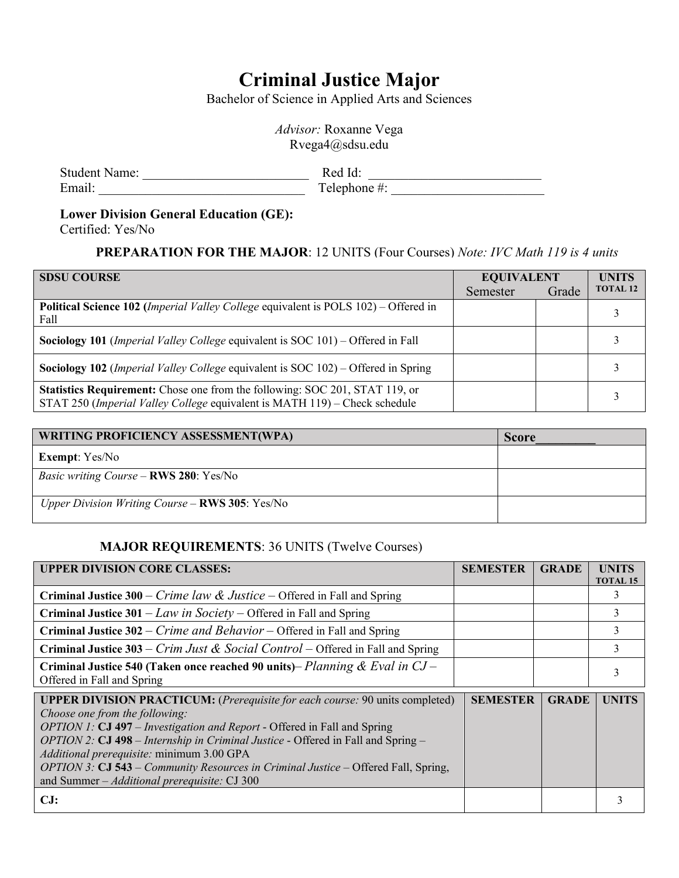# Criminal Justice Major

Bachelor of Science in Applied Arts and Sciences

*Advisor:* Roxanne Vega
Rvega4@sdsu.edu

Student Name: _________________________ Red Id: __________________________
Email: _______________________________ Telephone #: _______________________

**Lower Division General Education (GE):**
Certified: Yes/No

**PREPARATION FOR THE MAJOR**: 12 UNITS (Four Courses) *Note: IVC Math 119 is 4 units*

| SDSU COURSE | EQUIVALENT Semester | Grade | UNITS TOTAL 12 |
|---|---|---|---|
| **Political Science 102 (***Imperial Valley College* equivalent is POLS 102) – Offered in Fall | | | 3 |
| **Sociology 101** (*Imperial Valley College* equivalent is SOC 101) – Offered in Fall | | | 3 |
| **Sociology 102** (*Imperial Valley College* equivalent is SOC 102) – Offered in Spring | | | 3 |
| **Statistics Requirement:** Chose one from the following: SOC 201, STAT 119, or STAT 250 (*Imperial Valley College* equivalent is MATH 119) – Check schedule | | | 3 |

| WRITING PROFICIENCY ASSESSMENT(WPA) | Score_________ |
|---|---|
| **Exempt**: Yes/No | |
| *Basic writing Course* – **RWS 280**: Yes/No | |
| *Upper Division Writing Course* – **RWS 305**: Yes/No | |

**MAJOR REQUIREMENTS**: 36 UNITS (Twelve Courses)

| UPPER DIVISION CORE CLASSES: | SEMESTER | GRADE | UNITS TOTAL 15 |
|---|---|---|---|
| **Criminal Justice 300** – *Crime law & Justice* – Offered in Fall and Spring | | | 3 |
| **Criminal Justice 301** – *Law in Society* – Offered in Fall and Spring | | | 3 |
| **Criminal Justice 302** – *Crime and Behavior* – Offered in Fall and Spring | | | 3 |
| **Criminal Justice 303** – *Crim Just & Social Control* – Offered in Fall and Spring | | | 3 |
| **Criminal Justice 540 (Taken once reached 90 units)**– *Planning & Eval in CJ* – Offered in Fall and Spring | | | 3 |

| **UPPER DIVISION PRACTICUM:** (*Prerequisite for each course:* 90 units completed) *Choose one from the following:* *OPTION 1:* **CJ 497** – *Investigation and Report* - Offered in Fall and Spring *OPTION 2:* **CJ 498** – *Internship in Criminal Justice* - Offered in Fall and Spring – *Additional prerequisite:* minimum 3.00 GPA *OPTION 3:* **CJ 543** – *Community Resources in Criminal Justice* – Offered Fall, Spring, and Summer – *Additional prerequisite:* CJ 300 | SEMESTER | GRADE | UNITS |
|---|---|---|---|
| **CJ:** | | | 3 |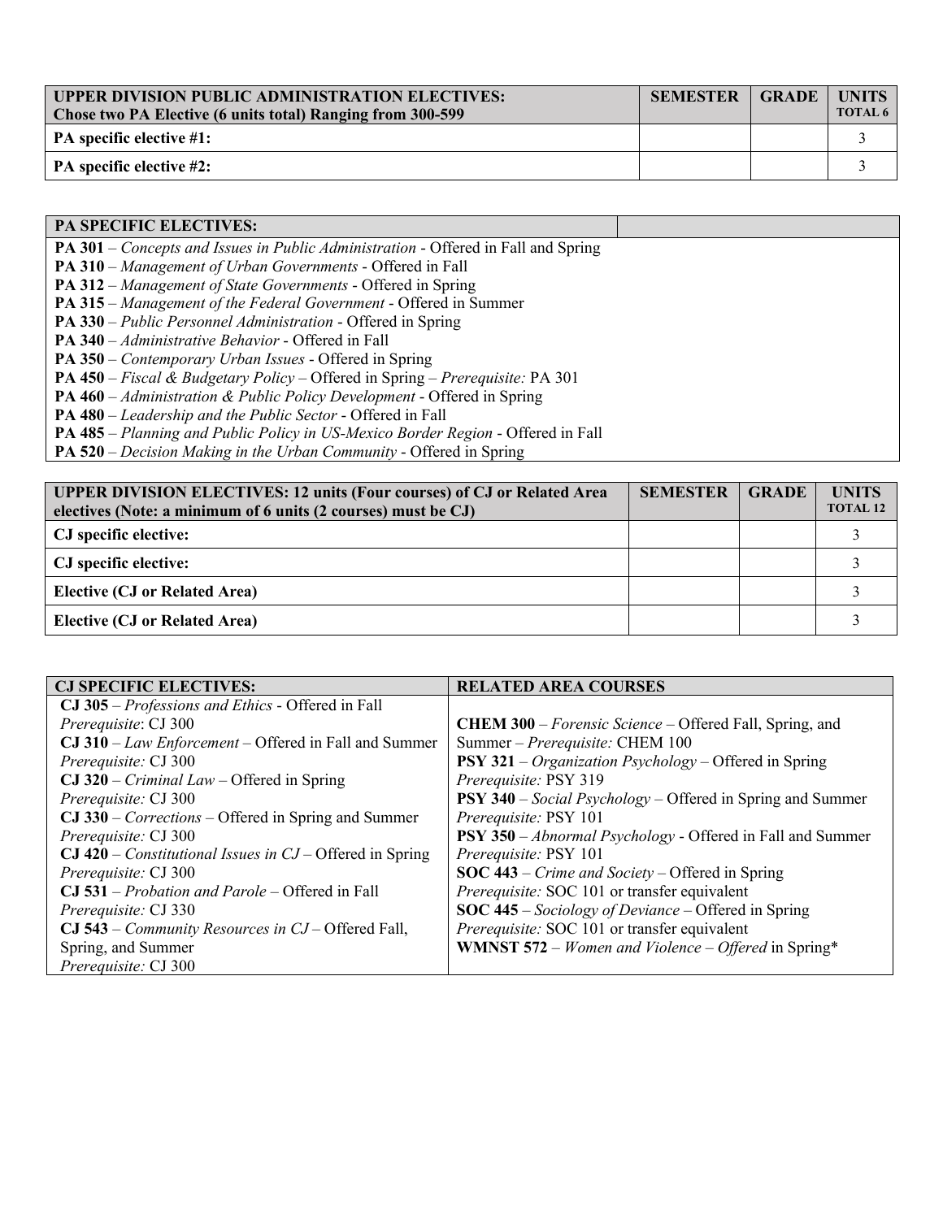| UPPER DIVISION PUBLIC ADMINISTRATION ELECTIVES: Chose two PA Elective (6 units total) Ranging from 300-599 | SEMESTER | GRADE | UNITS TOTAL 6 |
|---|---|---|---|
| PA specific elective #1: | | | 3 |
| PA specific elective #2: | | | 3 |

| PA SPECIFIC ELECTIVES: | |
|---|---|
| **PA 301** – *Concepts and Issues in Public Administration* - Offered in Fall and Spring<br>**PA 310** – *Management of Urban Governments* - Offered in Fall<br>**PA 312** – *Management of State Governments* - Offered in Spring<br>**PA 315** – *Management of the Federal Government* - Offered in Summer<br>**PA 330** – *Public Personnel Administration* - Offered in Spring<br>**PA 340** – *Administrative Behavior* - Offered in Fall<br>**PA 350** – *Contemporary Urban Issues* - Offered in Spring<br>**PA 450** – *Fiscal & Budgetary Policy* – Offered in Spring – *Prerequisite:* PA 301<br>**PA 460** – *Administration & Public Policy Development* - Offered in Spring<br>**PA 480** – *Leadership and the Public Sector* - Offered in Fall<br>**PA 485** – *Planning and Public Policy in US-Mexico Border Region* - Offered in Fall<br>**PA 520** – *Decision Making in the Urban Community* - Offered in Spring | |

| UPPER DIVISION ELECTIVES: 12 units (Four courses) of CJ or Related Area electives (Note: a minimum of 6 units (2 courses) must be CJ) | SEMESTER | GRADE | UNITS TOTAL 12 |
|---|---|---|---|
| CJ specific elective: | | | 3 |
| CJ specific elective: | | | 3 |
| Elective (CJ or Related Area) | | | 3 |
| Elective (CJ or Related Area) | | | 3 |

| CJ SPECIFIC ELECTIVES: | RELATED AREA COURSES |
|---|---|
| **CJ 305** – *Professions and Ethics* - Offered in Fall<br>*Prerequisite*: CJ 300<br>**CJ 310** – *Law Enforcement* – Offered in Fall and Summer<br>*Prerequisite:* CJ 300<br>**CJ 320** – *Criminal Law* – Offered in Spring<br>*Prerequisite:* CJ 300<br>**CJ 330** – *Corrections* – Offered in Spring and Summer<br>*Prerequisite:* CJ 300<br>**CJ 420** – *Constitutional Issues in CJ* – Offered in Spring<br>*Prerequisite:* CJ 300<br>**CJ 531** – *Probation and Parole* – Offered in Fall<br>*Prerequisite:* CJ 330<br>**CJ 543** – *Community Resources in CJ* – Offered Fall, Spring, and Summer<br>*Prerequisite:* CJ 300 | **CHEM 300** – *Forensic Science* – Offered Fall, Spring, and Summer – *Prerequisite:* CHEM 100<br>**PSY 321** – *Organization Psychology* – Offered in Spring<br>*Prerequisite:* PSY 319<br>**PSY 340** – *Social Psychology* – Offered in Spring and Summer<br>*Prerequisite:* PSY 101<br>**PSY 350** – *Abnormal Psychology* - Offered in Fall and Summer<br>*Prerequisite:* PSY 101<br>**SOC 443** – *Crime and Society* – Offered in Spring<br>*Prerequisite:* SOC 101 or transfer equivalent<br>**SOC 445** – *Sociology of Deviance* – Offered in Spring<br>*Prerequisite:* SOC 101 or transfer equivalent<br>**WMNST 572** – *Women and Violence – Offered* in Spring* |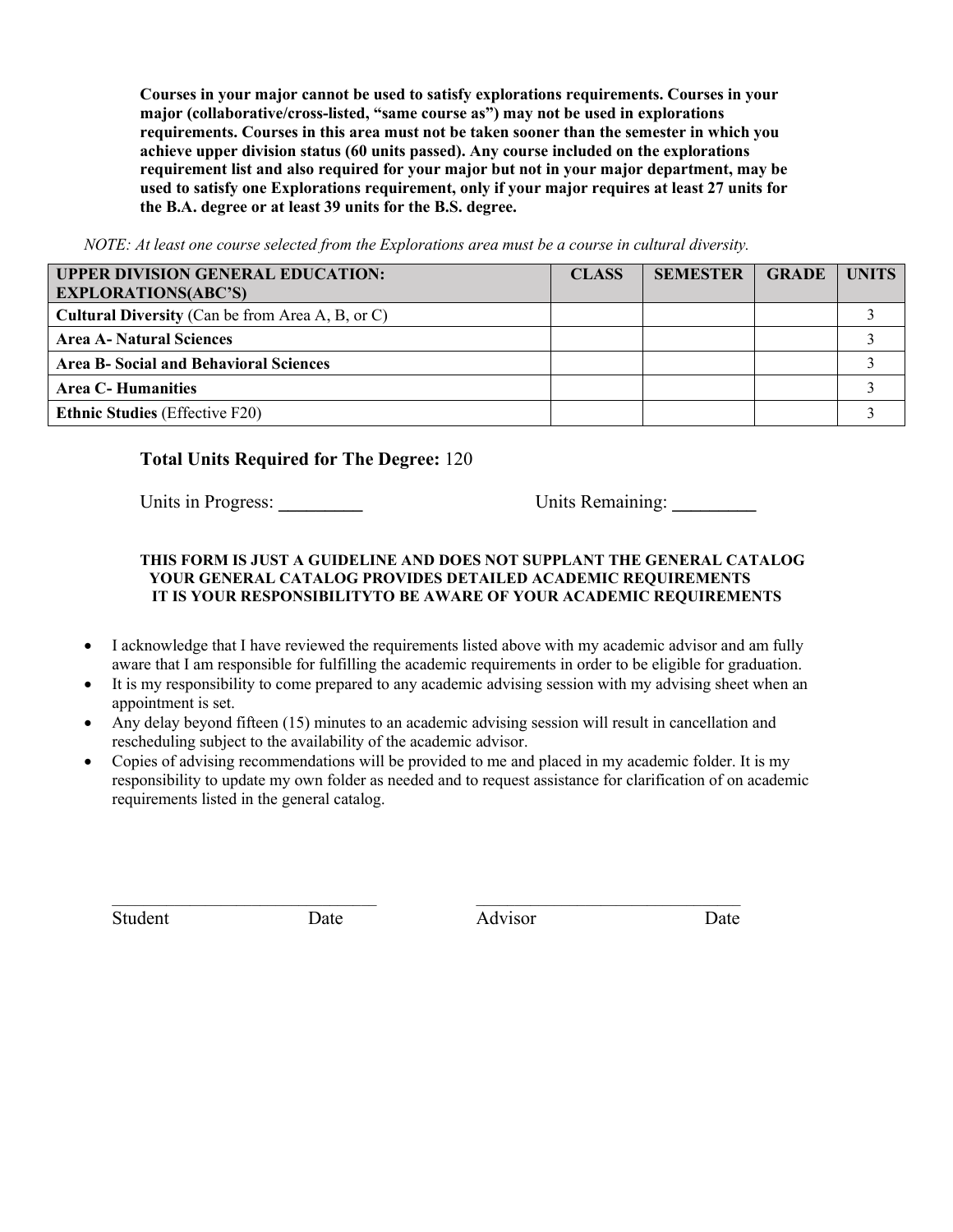**Courses in your major cannot be used to satisfy explorations requirements. Courses in your major (collaborative/cross-listed, "same course as") may not be used in explorations requirements. Courses in this area must not be taken sooner than the semester in which you achieve upper division status (60 units passed). Any course included on the explorations requirement list and also required for your major but not in your major department, may be used to satisfy one Explorations requirement, only if your major requires at least 27 units for the B.A. degree or at least 39 units for the B.S. degree.**

*NOTE: At least one course selected from the Explorations area must be a course in cultural diversity.*

| UPPER DIVISION GENERAL EDUCATION: EXPLORATIONS(ABC'S) | CLASS | SEMESTER | GRADE | UNITS |
|---|---|---|---|---|
| **Cultural Diversity** (Can be from Area A, B, or C) | | | | 3 |
| **Area A- Natural Sciences** | | | | 3 |
| **Area B- Social and Behavioral Sciences** | | | | 3 |
| **Area C- Humanities** | | | | 3 |
| **Ethnic Studies** (Effective F20) | | | | 3 |

**Total Units Required for The Degree:** 120

Units in Progress: _________ Units Remaining: _________

**THIS FORM IS JUST A GUIDELINE AND DOES NOT SUPPLANT THE GENERAL CATALOG**
**YOUR GENERAL CATALOG PROVIDES DETAILED ACADEMIC REQUIREMENTS**
**IT IS YOUR RESPONSIBILITYTO BE AWARE OF YOUR ACADEMIC REQUIREMENTS**

- I acknowledge that I have reviewed the requirements listed above with my academic advisor and am fully aware that I am responsible for fulfilling the academic requirements in order to be eligible for graduation.
- It is my responsibility to come prepared to any academic advising session with my advising sheet when an appointment is set.
- Any delay beyond fifteen (15) minutes to an academic advising session will result in cancellation and rescheduling subject to the availability of the academic advisor.
- Copies of advising recommendations will be provided to me and placed in my academic folder. It is my responsibility to update my own folder as needed and to request assistance for clarification of on academic requirements listed in the general catalog.

______________________________ ______________________________

Student Date Advisor Date